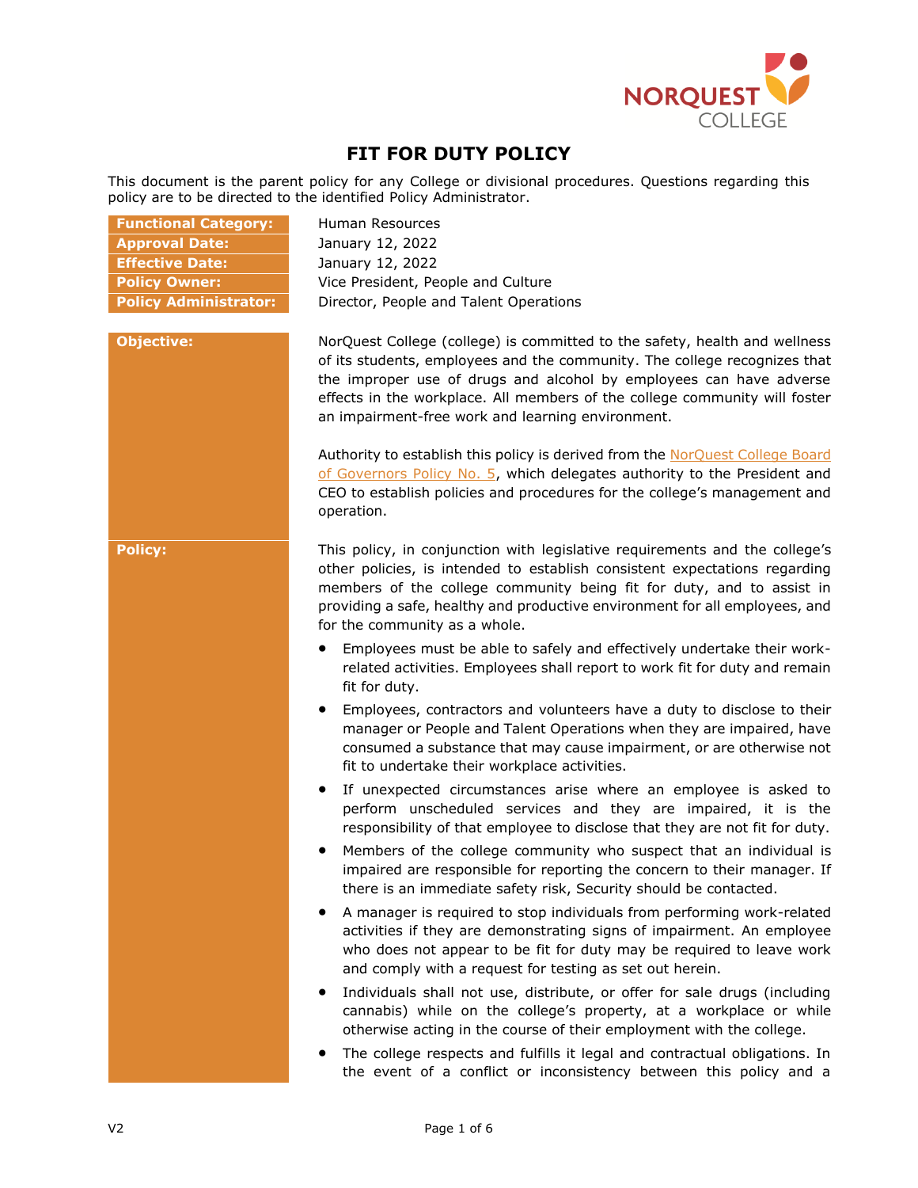# FIT FOR DUTY POLICY

This document is the parent policy for any College or divisional procedures. Questions regarding this policy are to be directed to the identified Policy Administrator.

| | |
|---|---|
| **Functional Category:** | Human Resources |
| **Approval Date:** | January 12, 2022 |
| **Effective Date:** | January 12, 2022 |
| **Policy Owner:** | Vice President, People and Culture |
| **Policy Administrator:** | Director, People and Talent Operations |

**Objective:**

NorQuest College (college) is committed to the safety, health and wellness of its students, employees and the community. The college recognizes that the improper use of drugs and alcohol by employees can have adverse effects in the workplace. All members of the college community will foster an impairment-free work and learning environment.

Authority to establish this policy is derived from the NorQuest College Board of Governors Policy No. 5, which delegates authority to the President and CEO to establish policies and procedures for the college's management and operation.

**Policy:**

This policy, in conjunction with legislative requirements and the college's other policies, is intended to establish consistent expectations regarding members of the college community being fit for duty, and to assist in providing a safe, healthy and productive environment for all employees, and for the community as a whole.

- Employees must be able to safely and effectively undertake their work-related activities. Employees shall report to work fit for duty and remain fit for duty.
- Employees, contractors and volunteers have a duty to disclose to their manager or People and Talent Operations when they are impaired, have consumed a substance that may cause impairment, or are otherwise not fit to undertake their workplace activities.
- If unexpected circumstances arise where an employee is asked to perform unscheduled services and they are impaired, it is the responsibility of that employee to disclose that they are not fit for duty.
- Members of the college community who suspect that an individual is impaired are responsible for reporting the concern to their manager. If there is an immediate safety risk, Security should be contacted.
- A manager is required to stop individuals from performing work-related activities if they are demonstrating signs of impairment. An employee who does not appear to be fit for duty may be required to leave work and comply with a request for testing as set out herein.
- Individuals shall not use, distribute, or offer for sale drugs (including cannabis) while on the college's property, at a workplace or while otherwise acting in the course of their employment with the college.
- The college respects and fulfills it legal and contractual obligations. In the event of a conflict or inconsistency between this policy and a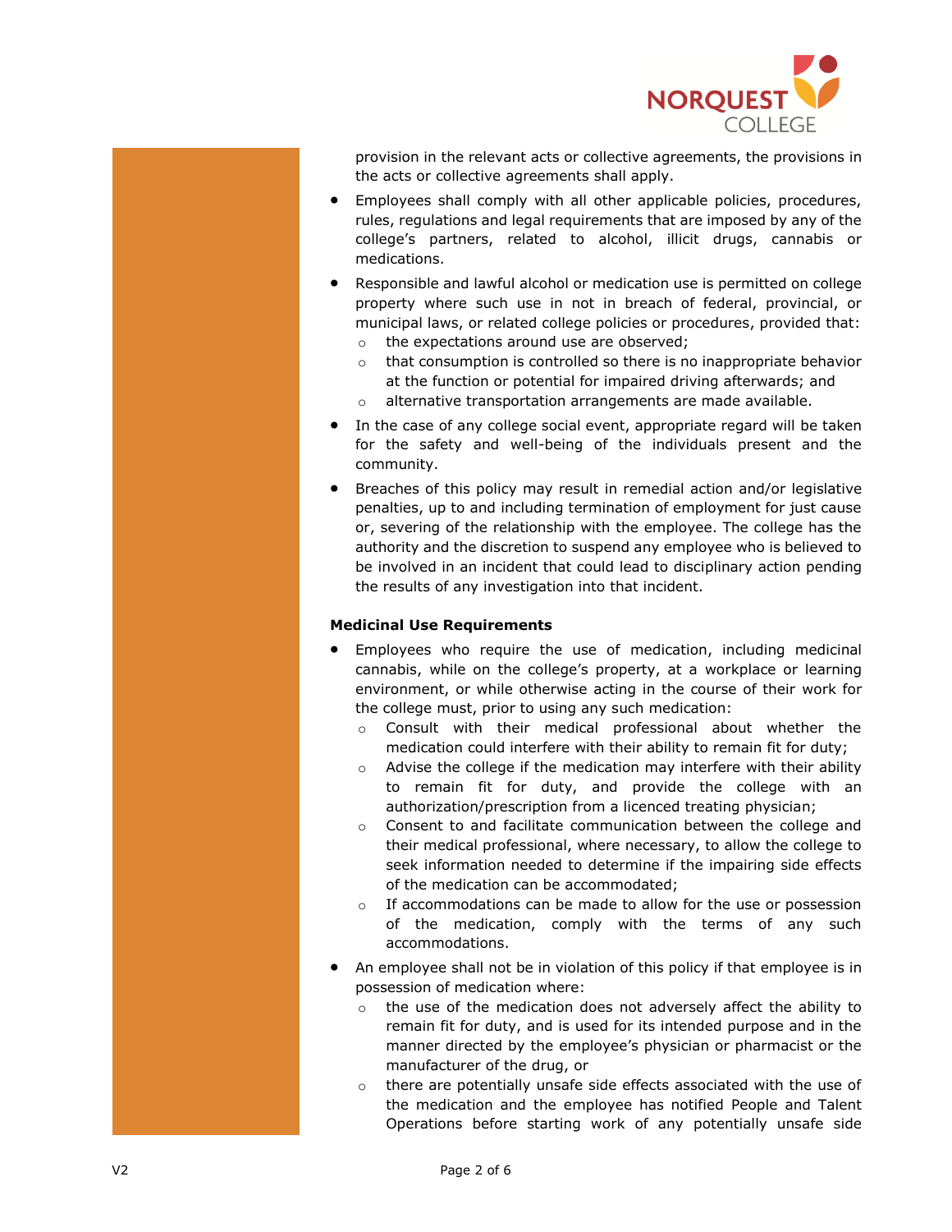provision in the relevant acts or collective agreements, the provisions in the acts or collective agreements shall apply.

- Employees shall comply with all other applicable policies, procedures, rules, regulations and legal requirements that are imposed by any of the college's partners, related to alcohol, illicit drugs, cannabis or medications.
- Responsible and lawful alcohol or medication use is permitted on college property where such use in not in breach of federal, provincial, or municipal laws, or related college policies or procedures, provided that:
  - the expectations around use are observed;
  - that consumption is controlled so there is no inappropriate behavior at the function or potential for impaired driving afterwards; and
  - alternative transportation arrangements are made available.
- In the case of any college social event, appropriate regard will be taken for the safety and well-being of the individuals present and the community.
- Breaches of this policy may result in remedial action and/or legislative penalties, up to and including termination of employment for just cause or, severing of the relationship with the employee. The college has the authority and the discretion to suspend any employee who is believed to be involved in an incident that could lead to disciplinary action pending the results of any investigation into that incident.

**Medicinal Use Requirements**

- Employees who require the use of medication, including medicinal cannabis, while on the college's property, at a workplace or learning environment, or while otherwise acting in the course of their work for the college must, prior to using any such medication:
  - Consult with their medical professional about whether the medication could interfere with their ability to remain fit for duty;
  - Advise the college if the medication may interfere with their ability to remain fit for duty, and provide the college with an authorization/prescription from a licenced treating physician;
  - Consent to and facilitate communication between the college and their medical professional, where necessary, to allow the college to seek information needed to determine if the impairing side effects of the medication can be accommodated;
  - If accommodations can be made to allow for the use or possession of the medication, comply with the terms of any such accommodations.
- An employee shall not be in violation of this policy if that employee is in possession of medication where:
  - the use of the medication does not adversely affect the ability to remain fit for duty, and is used for its intended purpose and in the manner directed by the employee's physician or pharmacist or the manufacturer of the drug, or
  - there are potentially unsafe side effects associated with the use of the medication and the employee has notified People and Talent Operations before starting work of any potentially unsafe side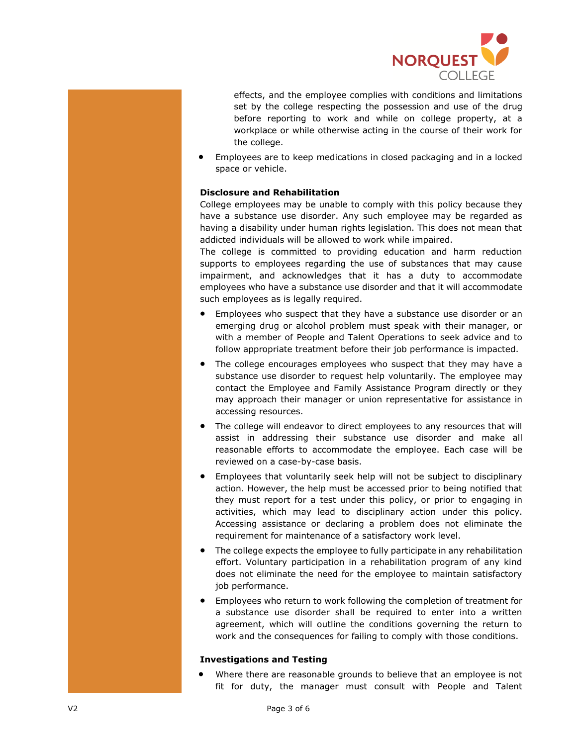effects, and the employee complies with conditions and limitations set by the college respecting the possession and use of the drug before reporting to work and while on college property, at a workplace or while otherwise acting in the course of their work for the college.

- Employees are to keep medications in closed packaging and in a locked space or vehicle.

**Disclosure and Rehabilitation**

College employees may be unable to comply with this policy because they have a substance use disorder. Any such employee may be regarded as having a disability under human rights legislation. This does not mean that addicted individuals will be allowed to work while impaired.

The college is committed to providing education and harm reduction supports to employees regarding the use of substances that may cause impairment, and acknowledges that it has a duty to accommodate employees who have a substance use disorder and that it will accommodate such employees as is legally required.

- Employees who suspect that they have a substance use disorder or an emerging drug or alcohol problem must speak with their manager, or with a member of People and Talent Operations to seek advice and to follow appropriate treatment before their job performance is impacted.
- The college encourages employees who suspect that they may have a substance use disorder to request help voluntarily. The employee may contact the Employee and Family Assistance Program directly or they may approach their manager or union representative for assistance in accessing resources.
- The college will endeavor to direct employees to any resources that will assist in addressing their substance use disorder and make all reasonable efforts to accommodate the employee. Each case will be reviewed on a case-by-case basis.
- Employees that voluntarily seek help will not be subject to disciplinary action. However, the help must be accessed prior to being notified that they must report for a test under this policy, or prior to engaging in activities, which may lead to disciplinary action under this policy. Accessing assistance or declaring a problem does not eliminate the requirement for maintenance of a satisfactory work level.
- The college expects the employee to fully participate in any rehabilitation effort. Voluntary participation in a rehabilitation program of any kind does not eliminate the need for the employee to maintain satisfactory job performance.
- Employees who return to work following the completion of treatment for a substance use disorder shall be required to enter into a written agreement, which will outline the conditions governing the return to work and the consequences for failing to comply with those conditions.

**Investigations and Testing**

- Where there are reasonable grounds to believe that an employee is not fit for duty, the manager must consult with People and Talent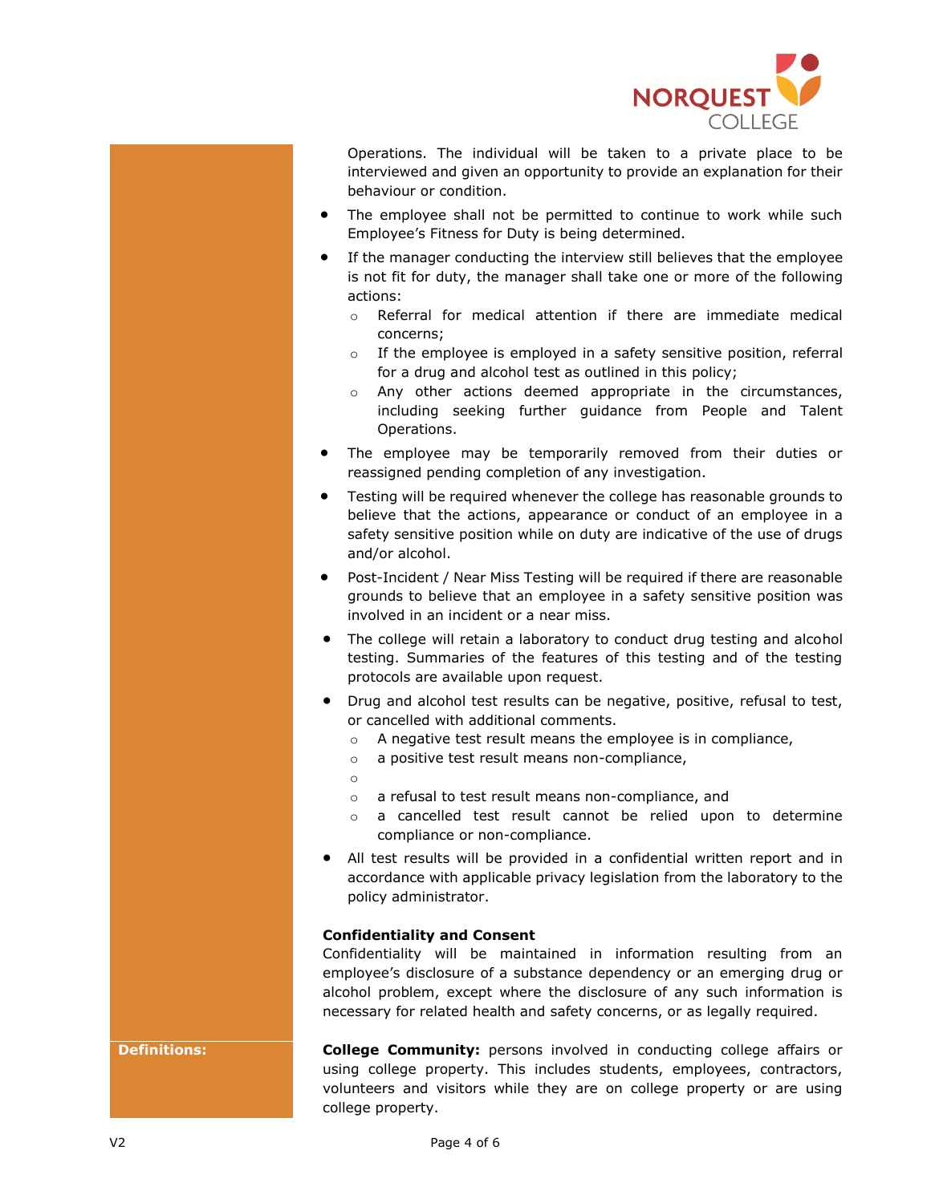Operations. The individual will be taken to a private place to be interviewed and given an opportunity to provide an explanation for their behaviour or condition.

- The employee shall not be permitted to continue to work while such Employee's Fitness for Duty is being determined.
- If the manager conducting the interview still believes that the employee is not fit for duty, the manager shall take one or more of the following actions:
  - Referral for medical attention if there are immediate medical concerns;
  - If the employee is employed in a safety sensitive position, referral for a drug and alcohol test as outlined in this policy;
  - Any other actions deemed appropriate in the circumstances, including seeking further guidance from People and Talent Operations.
- The employee may be temporarily removed from their duties or reassigned pending completion of any investigation.
- Testing will be required whenever the college has reasonable grounds to believe that the actions, appearance or conduct of an employee in a safety sensitive position while on duty are indicative of the use of drugs and/or alcohol.
- Post-Incident / Near Miss Testing will be required if there are reasonable grounds to believe that an employee in a safety sensitive position was involved in an incident or a near miss.
- The college will retain a laboratory to conduct drug testing and alcohol testing. Summaries of the features of this testing and of the testing protocols are available upon request.
- Drug and alcohol test results can be negative, positive, refusal to test, or cancelled with additional comments.
  - A negative test result means the employee is in compliance,
  - a positive test result means non-compliance,
  -
  - a refusal to test result means non-compliance, and
  - a cancelled test result cannot be relied upon to determine compliance or non-compliance.
- All test results will be provided in a confidential written report and in accordance with applicable privacy legislation from the laboratory to the policy administrator.

**Confidentiality and Consent**

Confidentiality will be maintained in information resulting from an employee's disclosure of a substance dependency or an emerging drug or alcohol problem, except where the disclosure of any such information is necessary for related health and safety concerns, or as legally required.

## Definitions:

**College Community:** persons involved in conducting college affairs or using college property. This includes students, employees, contractors, volunteers and visitors while they are on college property or are using college property.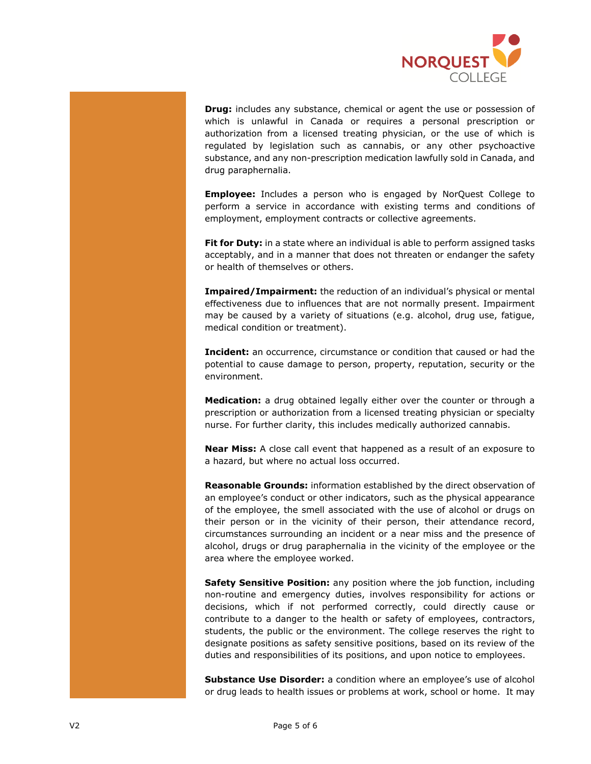**Drug:** includes any substance, chemical or agent the use or possession of which is unlawful in Canada or requires a personal prescription or authorization from a licensed treating physician, or the use of which is regulated by legislation such as cannabis, or any other psychoactive substance, and any non-prescription medication lawfully sold in Canada, and drug paraphernalia.

**Employee:** Includes a person who is engaged by NorQuest College to perform a service in accordance with existing terms and conditions of employment, employment contracts or collective agreements.

**Fit for Duty:** in a state where an individual is able to perform assigned tasks acceptably, and in a manner that does not threaten or endanger the safety or health of themselves or others.

**Impaired/Impairment:** the reduction of an individual's physical or mental effectiveness due to influences that are not normally present. Impairment may be caused by a variety of situations (e.g. alcohol, drug use, fatigue, medical condition or treatment).

**Incident:** an occurrence, circumstance or condition that caused or had the potential to cause damage to person, property, reputation, security or the environment.

**Medication:** a drug obtained legally either over the counter or through a prescription or authorization from a licensed treating physician or specialty nurse. For further clarity, this includes medically authorized cannabis.

**Near Miss:** A close call event that happened as a result of an exposure to a hazard, but where no actual loss occurred.

**Reasonable Grounds:** information established by the direct observation of an employee's conduct or other indicators, such as the physical appearance of the employee, the smell associated with the use of alcohol or drugs on their person or in the vicinity of their person, their attendance record, circumstances surrounding an incident or a near miss and the presence of alcohol, drugs or drug paraphernalia in the vicinity of the employee or the area where the employee worked.

**Safety Sensitive Position:** any position where the job function, including non-routine and emergency duties, involves responsibility for actions or decisions, which if not performed correctly, could directly cause or contribute to a danger to the health or safety of employees, contractors, students, the public or the environment. The college reserves the right to designate positions as safety sensitive positions, based on its review of the duties and responsibilities of its positions, and upon notice to employees.

**Substance Use Disorder:** a condition where an employee's use of alcohol or drug leads to health issues or problems at work, school or home. It may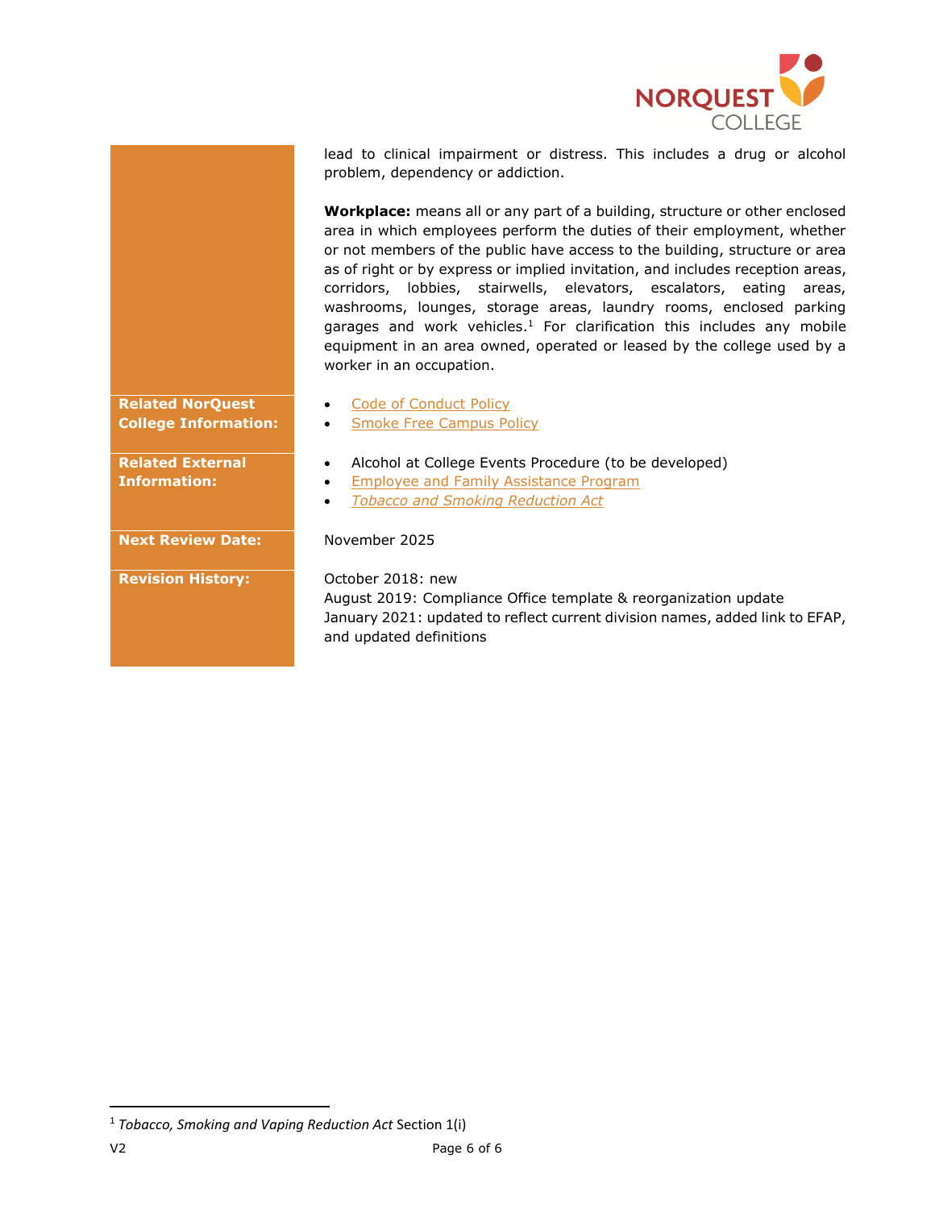| | |
|---|---|
| | lead to clinical impairment or distress. This includes a drug or alcohol problem, dependency or addiction.<br><br>**Workplace:** means all or any part of a building, structure or other enclosed area in which employees perform the duties of their employment, whether or not members of the public have access to the building, structure or area as of right or by express or implied invitation, and includes reception areas, corridors, lobbies, stairwells, elevators, escalators, eating areas, washrooms, lounges, storage areas, laundry rooms, enclosed parking garages and work vehicles.[1] For clarification this includes any mobile equipment in an area owned, operated or leased by the college used by a worker in an occupation. |
| **Related NorQuest College Information:** | • Code of Conduct Policy<br>• Smoke Free Campus Policy |
| **Related External Information:** | • Alcohol at College Events Procedure (to be developed)<br>• Employee and Family Assistance Program<br>• *Tobacco and Smoking Reduction Act* |
| **Next Review Date:** | November 2025 |
| **Revision History:** | October 2018: new<br>August 2019: Compliance Office template & reorganization update<br>January 2021: updated to reflect current division names, added link to EFAP, and updated definitions |

[1] *Tobacco, Smoking and Vaping Reduction Act* Section 1(i)